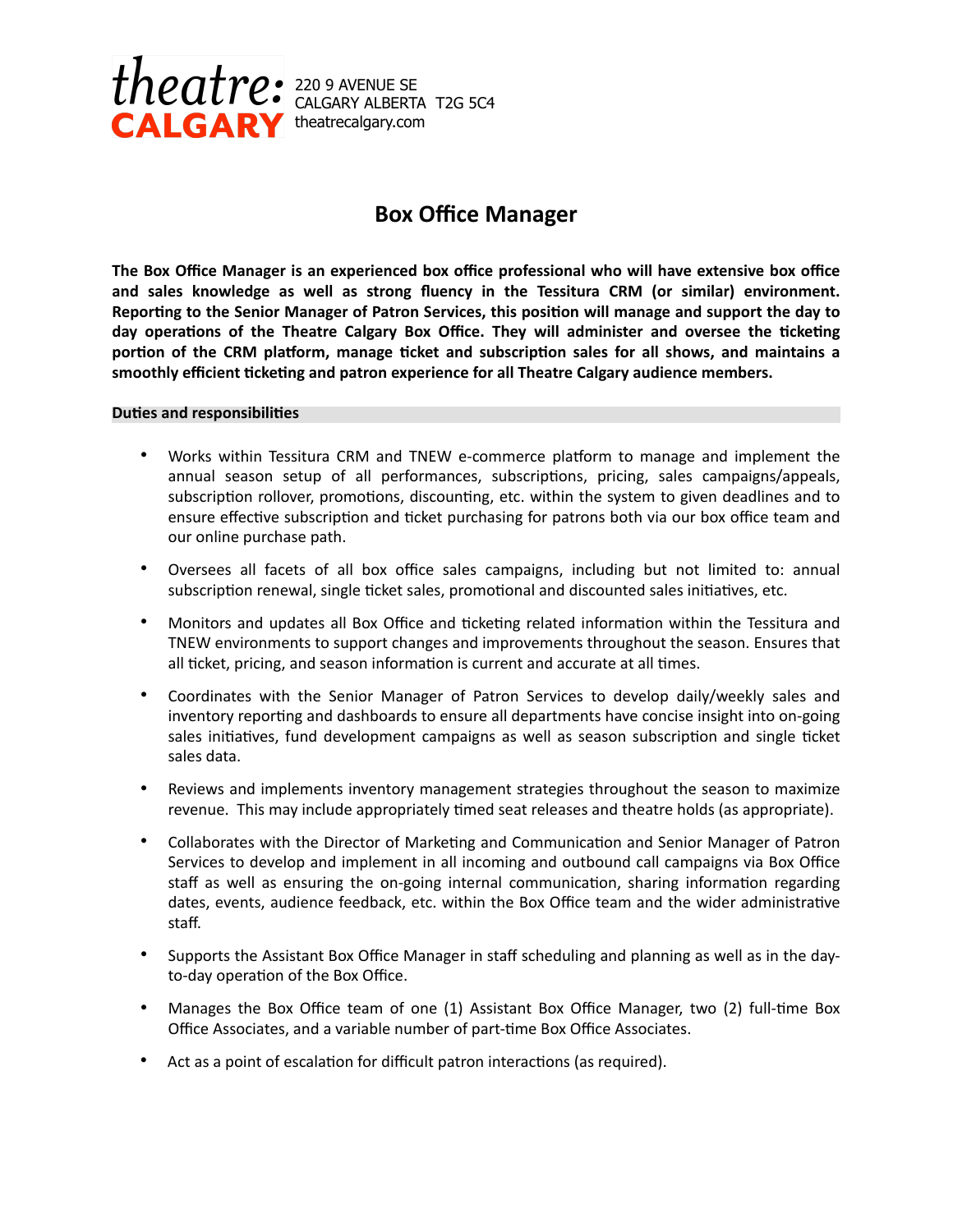**theatre: CALGARY**

220 9 AVENUE SE
CALGARY ALBERTA T2G 5C4
theatrecalgary.com

# Box Office Manager

**The Box Office Manager is an experienced box office professional who will have extensive box office and sales knowledge as well as strong fluency in the Tessitura CRM (or similar) environment. Reporting to the Senior Manager of Patron Services, this position will manage and support the day to day operations of the Theatre Calgary Box Office. They will administer and oversee the ticketing portion of the CRM platform, manage ticket and subscription sales for all shows, and maintains a smoothly efficient ticketing and patron experience for all Theatre Calgary audience members.**

## Duties and responsibilities

- Works within Tessitura CRM and TNEW e-commerce platform to manage and implement the annual season setup of all performances, subscriptions, pricing, sales campaigns/appeals, subscription rollover, promotions, discounting, etc. within the system to given deadlines and to ensure effective subscription and ticket purchasing for patrons both via our box office team and our online purchase path.

- Oversees all facets of all box office sales campaigns, including but not limited to: annual subscription renewal, single ticket sales, promotional and discounted sales initiatives, etc.

- Monitors and updates all Box Office and ticketing related information within the Tessitura and TNEW environments to support changes and improvements throughout the season. Ensures that all ticket, pricing, and season information is current and accurate at all times.

- Coordinates with the Senior Manager of Patron Services to develop daily/weekly sales and inventory reporting and dashboards to ensure all departments have concise insight into on-going sales initiatives, fund development campaigns as well as season subscription and single ticket sales data.

- Reviews and implements inventory management strategies throughout the season to maximize revenue. This may include appropriately timed seat releases and theatre holds (as appropriate).

- Collaborates with the Director of Marketing and Communication and Senior Manager of Patron Services to develop and implement in all incoming and outbound call campaigns via Box Office staff as well as ensuring the on-going internal communication, sharing information regarding dates, events, audience feedback, etc. within the Box Office team and the wider administrative staff.

- Supports the Assistant Box Office Manager in staff scheduling and planning as well as in the day-to-day operation of the Box Office.

- Manages the Box Office team of one (1) Assistant Box Office Manager, two (2) full-time Box Office Associates, and a variable number of part-time Box Office Associates.

- Act as a point of escalation for difficult patron interactions (as required).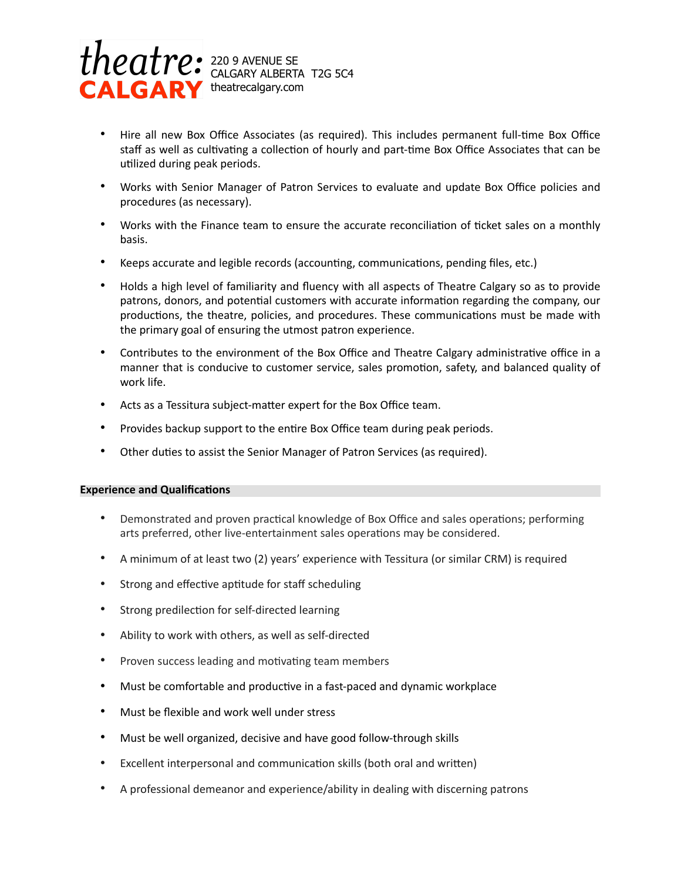- Hire all new Box Office Associates (as required). This includes permanent full-time Box Office staff as well as cultivating a collection of hourly and part-time Box Office Associates that can be utilized during peak periods.
- Works with Senior Manager of Patron Services to evaluate and update Box Office policies and procedures (as necessary).
- Works with the Finance team to ensure the accurate reconciliation of ticket sales on a monthly basis.
- Keeps accurate and legible records (accounting, communications, pending files, etc.)
- Holds a high level of familiarity and fluency with all aspects of Theatre Calgary so as to provide patrons, donors, and potential customers with accurate information regarding the company, our productions, the theatre, policies, and procedures. These communications must be made with the primary goal of ensuring the utmost patron experience.
- Contributes to the environment of the Box Office and Theatre Calgary administrative office in a manner that is conducive to customer service, sales promotion, safety, and balanced quality of work life.
- Acts as a Tessitura subject-matter expert for the Box Office team.
- Provides backup support to the entire Box Office team during peak periods.
- Other duties to assist the Senior Manager of Patron Services (as required).

**Experience and Qualifications**

- Demonstrated and proven practical knowledge of Box Office and sales operations; performing arts preferred, other live-entertainment sales operations may be considered.
- A minimum of at least two (2) years' experience with Tessitura (or similar CRM) is required
- Strong and effective aptitude for staff scheduling
- Strong predilection for self-directed learning
- Ability to work with others, as well as self-directed
- Proven success leading and motivating team members
- Must be comfortable and productive in a fast-paced and dynamic workplace
- Must be flexible and work well under stress
- Must be well organized, decisive and have good follow-through skills
- Excellent interpersonal and communication skills (both oral and written)
- A professional demeanor and experience/ability in dealing with discerning patrons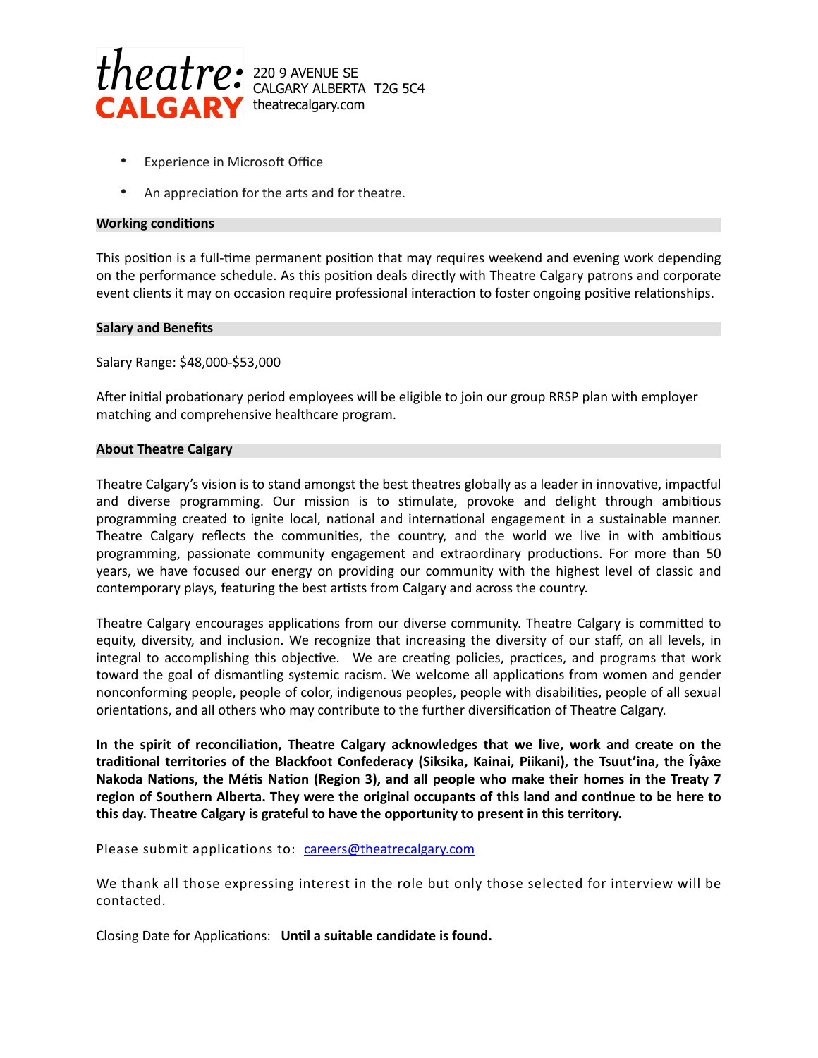- Experience in Microsoft Office
- An appreciation for the arts and for theatre.

### Working conditions

This position is a full-time permanent position that may requires weekend and evening work depending on the performance schedule. As this position deals directly with Theatre Calgary patrons and corporate event clients it may on occasion require professional interaction to foster ongoing positive relationships.

### Salary and Benefits

Salary Range: $48,000-$53,000

After initial probationary period employees will be eligible to join our group RRSP plan with employer matching and comprehensive healthcare program.

### About Theatre Calgary

Theatre Calgary's vision is to stand amongst the best theatres globally as a leader in innovative, impactful and diverse programming. Our mission is to stimulate, provoke and delight through ambitious programming created to ignite local, national and international engagement in a sustainable manner. Theatre Calgary reflects the communities, the country, and the world we live in with ambitious programming, passionate community engagement and extraordinary productions. For more than 50 years, we have focused our energy on providing our community with the highest level of classic and contemporary plays, featuring the best artists from Calgary and across the country.

Theatre Calgary encourages applications from our diverse community. Theatre Calgary is committed to equity, diversity, and inclusion. We recognize that increasing the diversity of our staff, on all levels, in integral to accomplishing this objective. We are creating policies, practices, and programs that work toward the goal of dismantling systemic racism. We welcome all applications from women and gender nonconforming people, people of color, indigenous peoples, people with disabilities, people of all sexual orientations, and all others who may contribute to the further diversification of Theatre Calgary.

**In the spirit of reconciliation, Theatre Calgary acknowledges that we live, work and create on the traditional territories of the Blackfoot Confederacy (Siksika, Kainai, Piikani), the Tsuut'ina, the Îyâxe Nakoda Nations, the Métis Nation (Region 3), and all people who make their homes in the Treaty 7 region of Southern Alberta. They were the original occupants of this land and continue to be here to this day. Theatre Calgary is grateful to have the opportunity to present in this territory.**

Please submit applications to: careers@theatrecalgary.com

We thank all those expressing interest in the role but only those selected for interview will be contacted.

Closing Date for Applications: **Until a suitable candidate is found.**